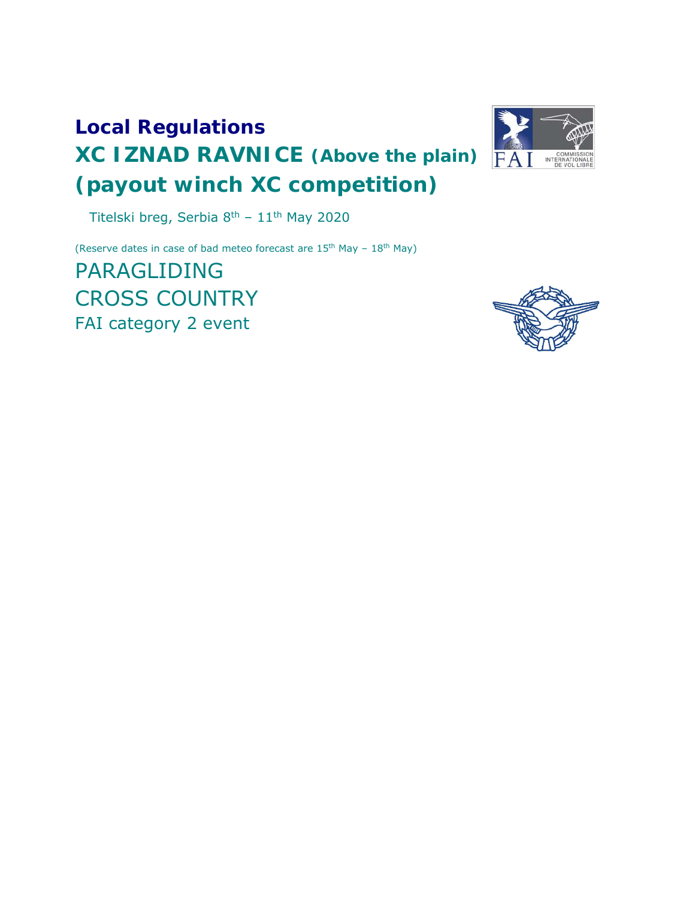# Local Regulations

# XC IZNAD RAVNICE (Above the plain) (payout winch XC competition)

Titelski breg, Serbia 8th – 11th May 2020

(Reserve dates in case of bad meteo forecast are 15th May – 18th May)

## PARAGLIDING CROSS COUNTRY

FAI category 2 event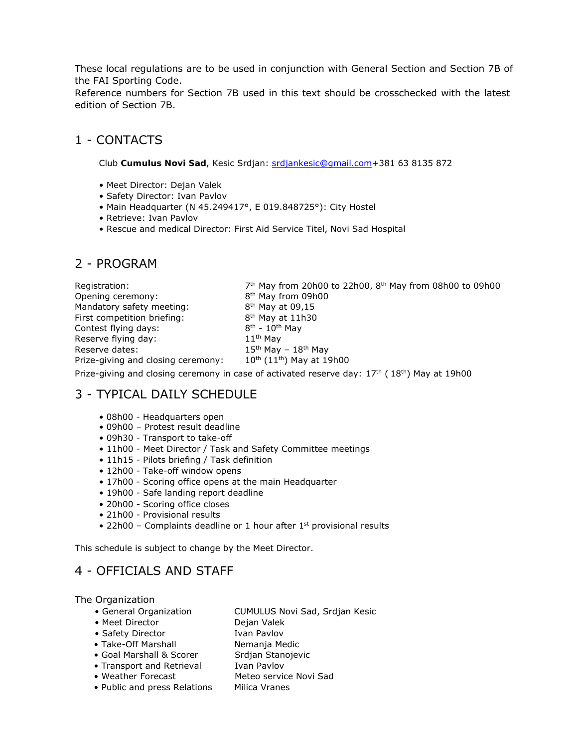These local regulations are to be used in conjunction with General Section and Section 7B of the FAI Sporting Code.
Reference numbers for Section 7B used in this text should be crosschecked with the latest edition of Section 7B.

## 1 - CONTACTS

Club **Cumulus Novi Sad**, Kesic Srdjan: srdjankesic@gmail.com+381 63 8135 872

- Meet Director: Dejan Valek
- Safety Director: Ivan Pavlov
- Main Headquarter (N 45.249417°, E 019.848725°): City Hostel
- Retrieve: Ivan Pavlov
- Rescue and medical Director: First Aid Service Titel, Novi Sad Hospital

## 2 - PROGRAM

| | |
|---|---|
| Registration: | 7th May from 20h00 to 22h00, 8th May from 08h00 to 09h00 |
| Opening ceremony: | 8th May from 09h00 |
| Mandatory safety meeting: | 8th May at 09,15 |
| First competition briefing: | 8th May at 11h30 |
| Contest flying days: | 8th - 10th May |
| Reserve flying day: | 11th May |
| Reserve dates: | 15th May – 18th May |
| Prize-giving and closing ceremony: | 10th (11th) May at 19h00 |

Prize-giving and closing ceremony in case of activated reserve day: 17th ( 18th) May at 19h00

## 3 - TYPICAL DAILY SCHEDULE

- 08h00 - Headquarters open
- 09h00 – Protest result deadline
- 09h30 - Transport to take-off
- 11h00 - Meet Director / Task and Safety Committee meetings
- 11h15 - Pilots briefing / Task definition
- 12h00 - Take-off window opens
- 17h00 - Scoring office opens at the main Headquarter
- 19h00 - Safe landing report deadline
- 20h00 - Scoring office closes
- 21h00 - Provisional results
- 22h00 – Complaints deadline or 1 hour after 1st provisional results

This schedule is subject to change by the Meet Director.

## 4 - OFFICIALS AND STAFF

The Organization

| | |
|---|---|
| General Organization | CUMULUS Novi Sad, Srdjan Kesic |
| Meet Director | Dejan Valek |
| Safety Director | Ivan Pavlov |
| Take-Off Marshall | Nemanja Medic |
| Goal Marshall & Scorer | Srdjan Stanojevic |
| Transport and Retrieval | Ivan Pavlov |
| Weather Forecast | Meteo service Novi Sad |
| Public and press Relations | Milica Vranes |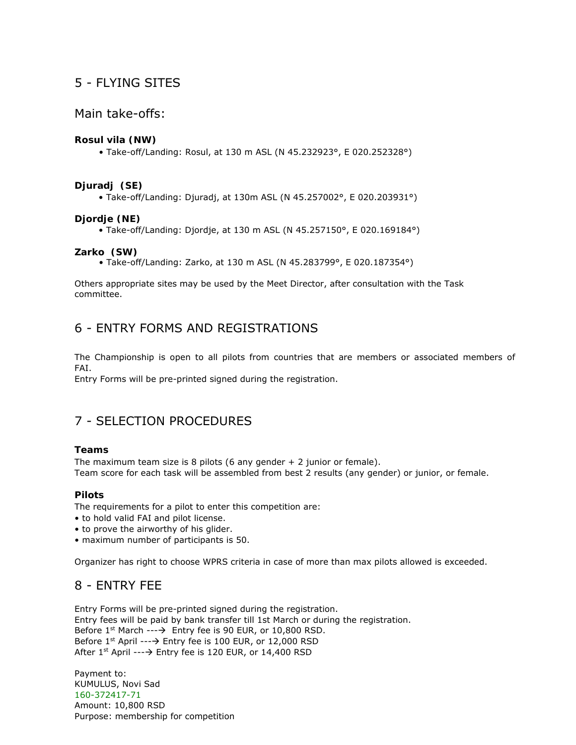## 5 - FLYING SITES

### Main take-offs:

**Rosul vila (NW)**

- Take-off/Landing: Rosul, at 130 m ASL (N 45.232923°, E 020.252328°)

**Djuradj (SE)**

- Take-off/Landing: Djuradj, at 130m ASL (N 45.257002°, E 020.203931°)

**Djordje (NE)**

- Take-off/Landing: Djordje, at 130 m ASL (N 45.257150°, E 020.169184°)

**Zarko (SW)**

- Take-off/Landing: Zarko, at 130 m ASL (N 45.283799°, E 020.187354°)

Others appropriate sites may be used by the Meet Director, after consultation with the Task committee.

## 6 - ENTRY FORMS AND REGISTRATIONS

The Championship is open to all pilots from countries that are members or associated members of FAI.
Entry Forms will be pre-printed signed during the registration.

## 7 - SELECTION PROCEDURES

**Teams**

The maximum team size is 8 pilots (6 any gender + 2 junior or female).
Team score for each task will be assembled from best 2 results (any gender) or junior, or female.

**Pilots**

The requirements for a pilot to enter this competition are:

- to hold valid FAI and pilot license.
- to prove the airworthy of his glider.
- maximum number of participants is 50.

Organizer has right to choose WPRS criteria in case of more than max pilots allowed is exceeded.

## 8 - ENTRY FEE

Entry Forms will be pre-printed signed during the registration.
Entry fees will be paid by bank transfer till 1st March or during the registration.
Before 1st March ---→ Entry fee is 90 EUR, or 10,800 RSD.
Before 1st April ---→ Entry fee is 100 EUR, or 12,000 RSD
After 1st April ---→ Entry fee is 120 EUR, or 14,400 RSD

Payment to:
KUMULUS, Novi Sad
160-372417-71
Amount: 10,800 RSD
Purpose: membership for competition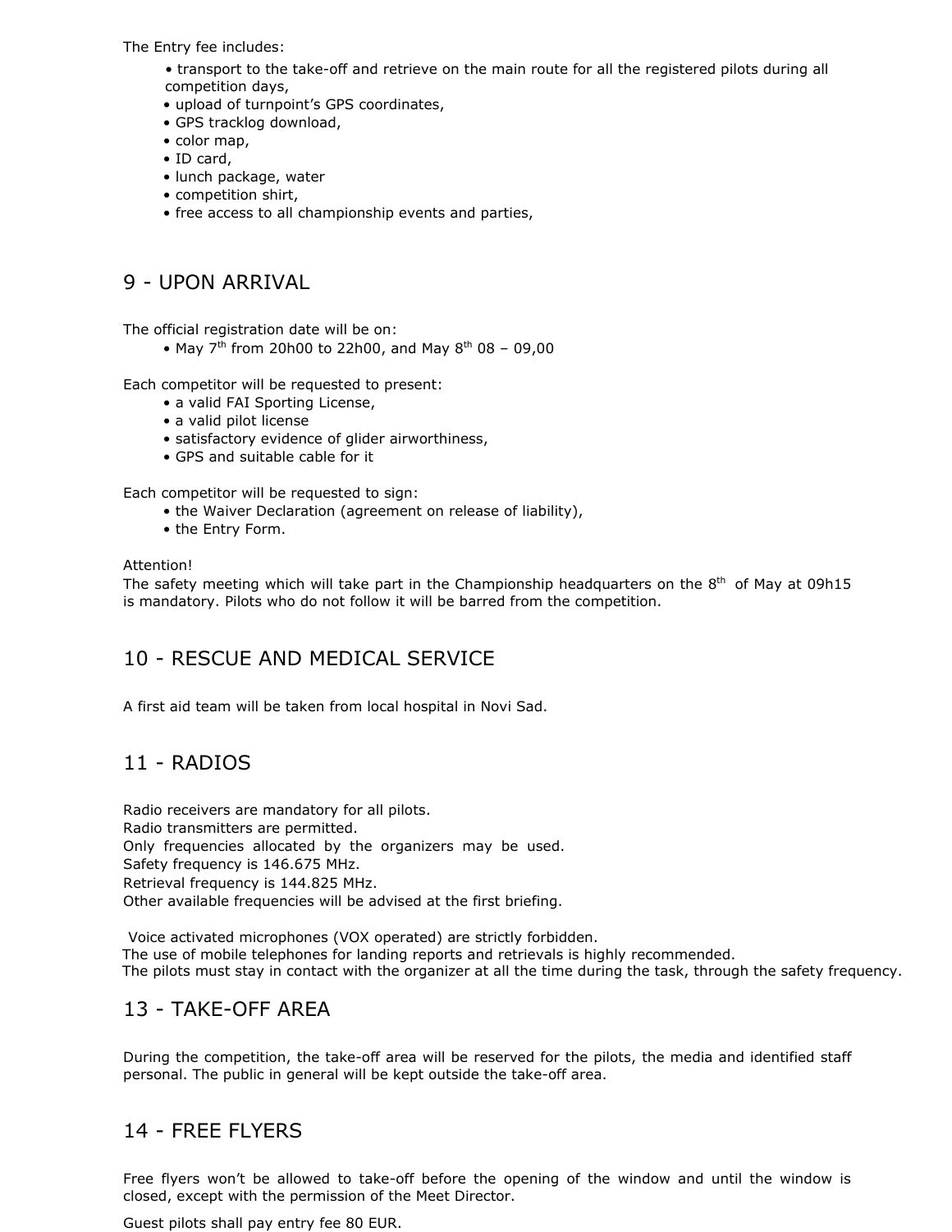The Entry fee includes:

- transport to the take-off and retrieve on the main route for all the registered pilots during all competition days,
- upload of turnpoint's GPS coordinates,
- GPS tracklog download,
- color map,
- ID card,
- lunch package, water
- competition shirt,
- free access to all championship events and parties,

## 9 - UPON ARRIVAL

The official registration date will be on:

- May 7th from 20h00 to 22h00, and May 8th 08 – 09,00

Each competitor will be requested to present:

- a valid FAI Sporting License,
- a valid pilot license
- satisfactory evidence of glider airworthiness,
- GPS and suitable cable for it

Each competitor will be requested to sign:

- the Waiver Declaration (agreement on release of liability),
- the Entry Form.

Attention!
The safety meeting which will take part in the Championship headquarters on the 8th of May at 09h15 is mandatory. Pilots who do not follow it will be barred from the competition.

## 10 - RESCUE AND MEDICAL SERVICE

A first aid team will be taken from local hospital in Novi Sad.

## 11 - RADIOS

Radio receivers are mandatory for all pilots.
Radio transmitters are permitted.
Only frequencies allocated by the organizers may be used.
Safety frequency is 146.675 MHz.
Retrieval frequency is 144.825 MHz.
Other available frequencies will be advised at the first briefing.

Voice activated microphones (VOX operated) are strictly forbidden.
The use of mobile telephones for landing reports and retrievals is highly recommended.
The pilots must stay in contact with the organizer at all the time during the task, through the safety frequency.

## 13 - TAKE-OFF AREA

During the competition, the take-off area will be reserved for the pilots, the media and identified staff personal. The public in general will be kept outside the take-off area.

## 14 - FREE FLYERS

Free flyers won't be allowed to take-off before the opening of the window and until the window is closed, except with the permission of the Meet Director.

Guest pilots shall pay entry fee 80 EUR.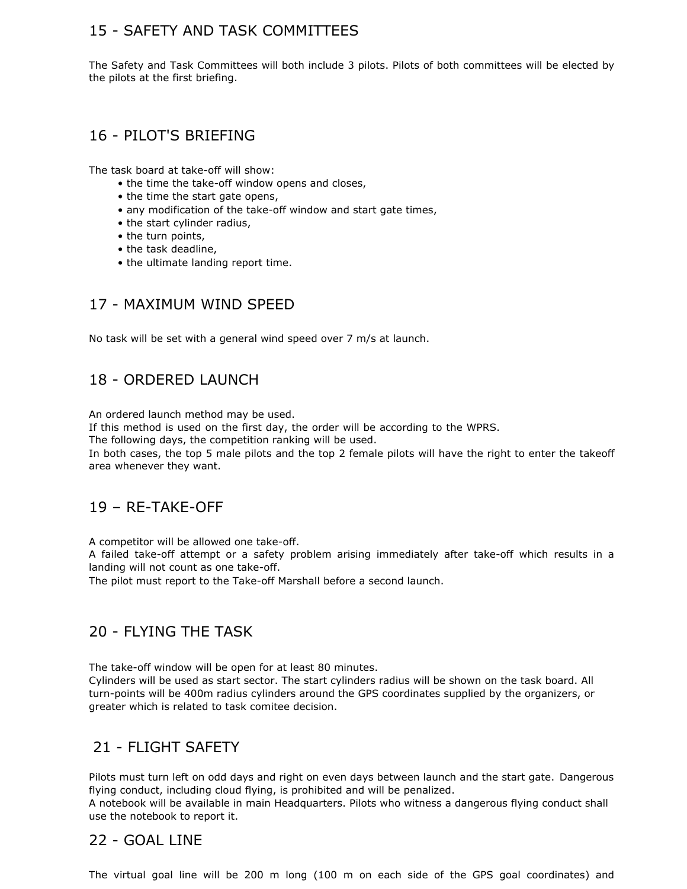## 15 - SAFETY AND TASK COMMITTEES

The Safety and Task Committees will both include 3 pilots. Pilots of both committees will be elected by the pilots at the first briefing.

## 16 - PILOT'S BRIEFING

The task board at take-off will show:

- the time the take-off window opens and closes,
- the time the start gate opens,
- any modification of the take-off window and start gate times,
- the start cylinder radius,
- the turn points,
- the task deadline,
- the ultimate landing report time.

## 17 - MAXIMUM WIND SPEED

No task will be set with a general wind speed over 7 m/s at launch.

## 18 - ORDERED LAUNCH

An ordered launch method may be used.
If this method is used on the first day, the order will be according to the WPRS.
The following days, the competition ranking will be used.
In both cases, the top 5 male pilots and the top 2 female pilots will have the right to enter the takeoff area whenever they want.

## 19 – RE-TAKE-OFF

A competitor will be allowed one take-off.
A failed take-off attempt or a safety problem arising immediately after take-off which results in a landing will not count as one take-off.
The pilot must report to the Take-off Marshall before a second launch.

## 20 - FLYING THE TASK

The take-off window will be open for at least 80 minutes.
Cylinders will be used as start sector. The start cylinders radius will be shown on the task board. All turn-points will be 400m radius cylinders around the GPS coordinates supplied by the organizers, or greater which is related to task comitee decision.

## 21 - FLIGHT SAFETY

Pilots must turn left on odd days and right on even days between launch and the start gate. Dangerous flying conduct, including cloud flying, is prohibited and will be penalized.
A notebook will be available in main Headquarters. Pilots who witness a dangerous flying conduct shall use the notebook to report it.

## 22 - GOAL LINE

The virtual goal line will be 200 m long (100 m on each side of the GPS goal coordinates) and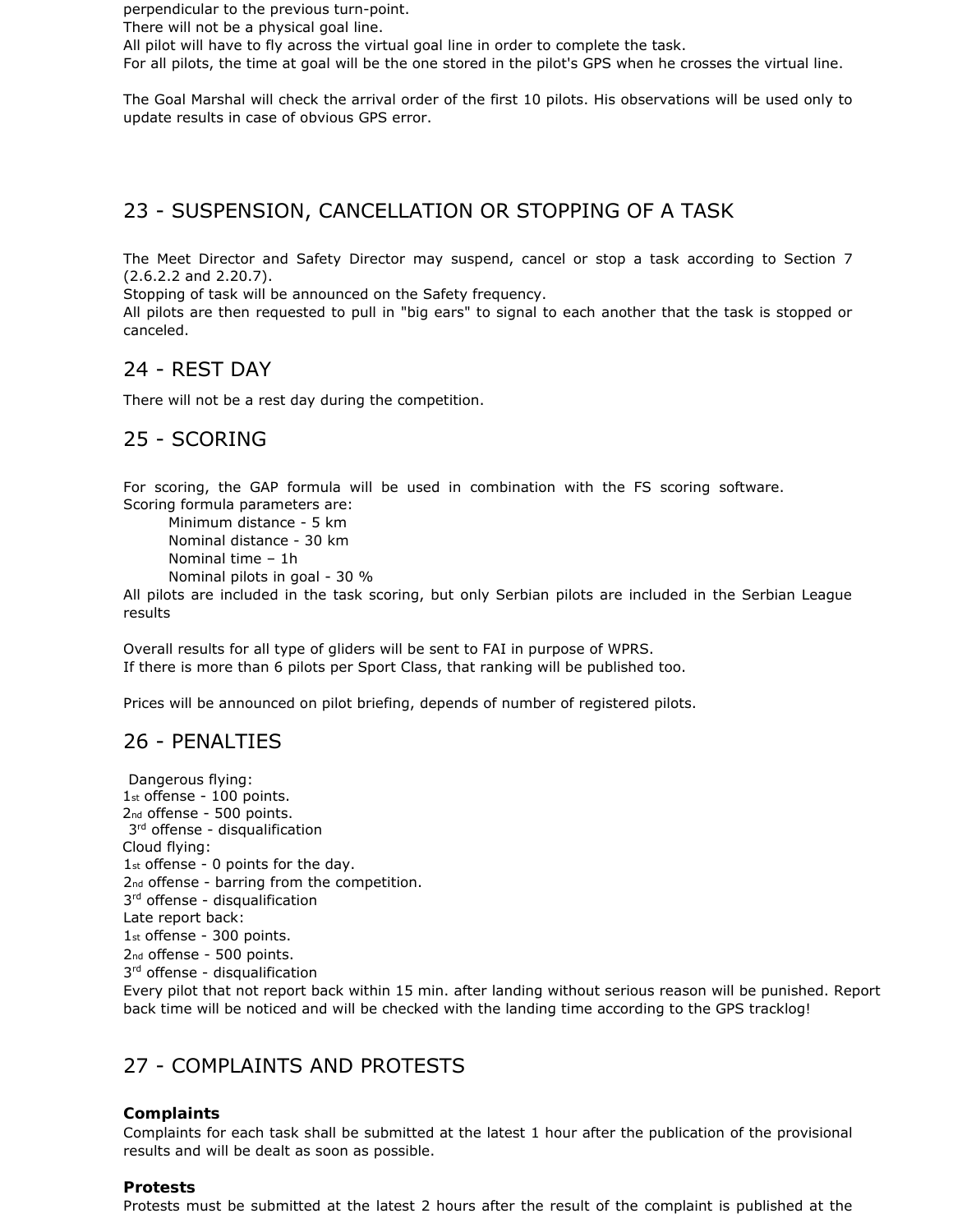perpendicular to the previous turn-point.
There will not be a physical goal line.
All pilot will have to fly across the virtual goal line in order to complete the task.
For all pilots, the time at goal will be the one stored in the pilot's GPS when he crosses the virtual line.

The Goal Marshal will check the arrival order of the first 10 pilots. His observations will be used only to update results in case of obvious GPS error.

## 23 - SUSPENSION, CANCELLATION OR STOPPING OF A TASK

The Meet Director and Safety Director may suspend, cancel or stop a task according to Section 7 (2.6.2.2 and 2.20.7).
Stopping of task will be announced on the Safety frequency.
All pilots are then requested to pull in "big ears" to signal to each another that the task is stopped or canceled.

## 24 - REST DAY

There will not be a rest day during the competition.

## 25 - SCORING

For scoring, the GAP formula will be used in combination with the FS scoring software.
Scoring formula parameters are:

- Minimum distance - 5 km
- Nominal distance - 30 km
- Nominal time – 1h
- Nominal pilots in goal - 30 %

All pilots are included in the task scoring, but only Serbian pilots are included in the Serbian League results

Overall results for all type of gliders will be sent to FAI in purpose of WPRS.
If there is more than 6 pilots per Sport Class, that ranking will be published too.

Prices will be announced on pilot briefing, depends of number of registered pilots.

## 26 - PENALTIES

Dangerous flying:
1st offense - 100 points.
2nd offense - 500 points.
3rd offense - disqualification
Cloud flying:
1st offense - 0 points for the day.
2nd offense - barring from the competition.
3rd offense - disqualification
Late report back:
1st offense - 300 points.
2nd offense - 500 points.
3rd offense - disqualification
Every pilot that not report back within 15 min. after landing without serious reason will be punished. Report back time will be noticed and will be checked with the landing time according to the GPS tracklog!

## 27 - COMPLAINTS AND PROTESTS

**Complaints**
Complaints for each task shall be submitted at the latest 1 hour after the publication of the provisional results and will be dealt as soon as possible.

**Protests**
Protests must be submitted at the latest 2 hours after the result of the complaint is published at the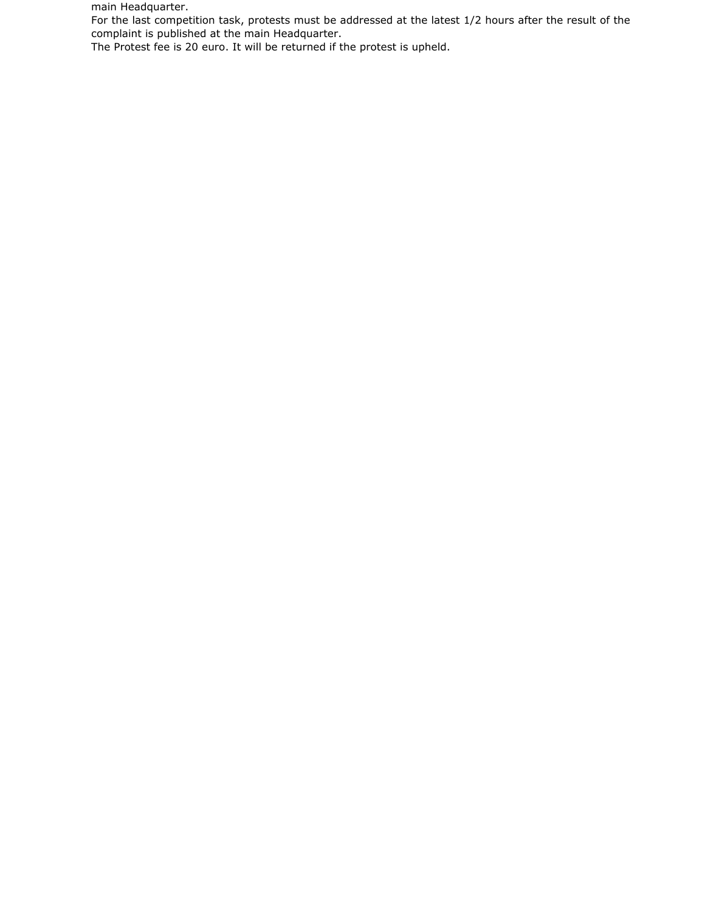main Headquarter.
For the last competition task, protests must be addressed at the latest 1/2 hours after the result of the complaint is published at the main Headquarter.
The Protest fee is 20 euro. It will be returned if the protest is upheld.